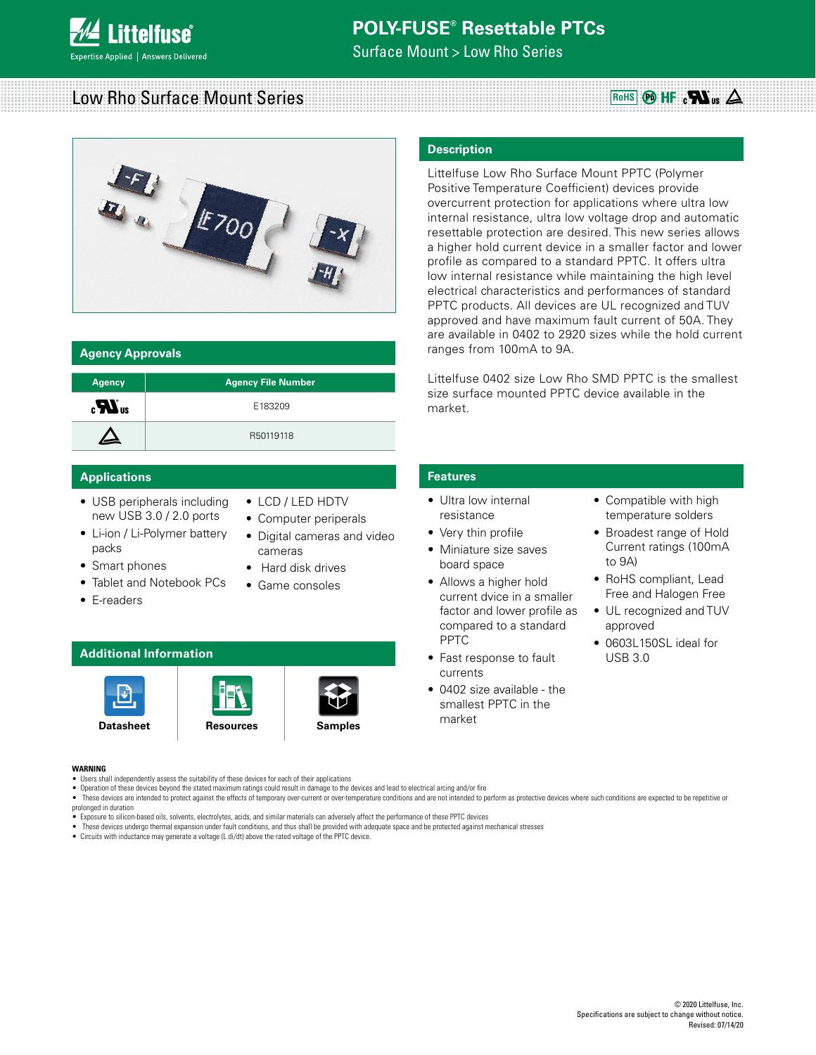# POLY-FUSE® Resettable PTCs

Surface Mount > Low Rho Series

## Low Rho Surface Mount Series

## Description

Littelfuse Low Rho Surface Mount PPTC (Polymer Positive Temperature Coefficient) devices provide overcurrent protection for applications where ultra low internal resistance, ultra low voltage drop and automatic resettable protection are desired. This new series allows a higher hold current device in a smaller factor and lower profile as compared to a standard PPTC. It offers ultra low internal resistance while maintaining the high level electrical characteristics and performances of standard PPTC products. All devices are UL recognized and TUV approved and have maximum fault current of 50A. They are available in 0402 to 2920 sizes while the hold current ranges from 100mA to 9A.

Littelfuse 0402 size Low Rho SMD PPTC is the smallest size surface mounted PPTC device available in the market.

## Agency Approvals

| Agency | Agency File Number |
|---|---|
| cULus | E183209 |
| TUV | R50119118 |

## Applications

- USB peripherals including new USB 3.0 / 2.0 ports
- Li-ion / Li-Polymer battery packs
- Smart phones
- Tablet and Notebook PCs
- E-readers
- LCD / LED HDTV
- Computer peripherals
- Digital cameras and video cameras
- Hard disk drives
- Game consoles

## Features

- Ultra low internal resistance
- Very thin profile
- Miniature size saves board space
- Allows a higher hold current dvice in a smaller factor and lower profile as compared to a standard PPTC
- Fast response to fault currents
- 0402 size available - the smallest PPTC in the market
- Compatible with high temperature solders
- Broadest range of Hold Current ratings (100mA to 9A)
- RoHS compliant, Lead Free and Halogen Free
- UL recognized and TUV approved
- 0603L150SL ideal for USB 3.0

## Additional Information

Datasheet | Resources | Samples

**WARNING**

- Users shall independently assess the suitability of these devices for each of their applications
- Operation of these devices beyond the stated maximum ratings could result in damage to the devices and lead to electrical arcing and/or fire
- These devices are intended to protect against the effects of temporary over-current or over-temperature conditions and are not intended to perform as protective devices where such conditions are expected to be repetitive or prolonged in duration
- Exposure to silicon-based oils, solvents, electrolytes, acids, and similar materials can adversely affect the performance of these PPTC devices
- These devices undergo thermal expansion under fault conditions, and thus shall be provided with adequate space and be protected against mechanical stresses
- Circuits with inductance may generate a voltage (L di/dt) above the rated voltage of the PPTC device.

© 2020 Littelfuse, Inc.
Specifications are subject to change without notice.
Revised: 07/14/20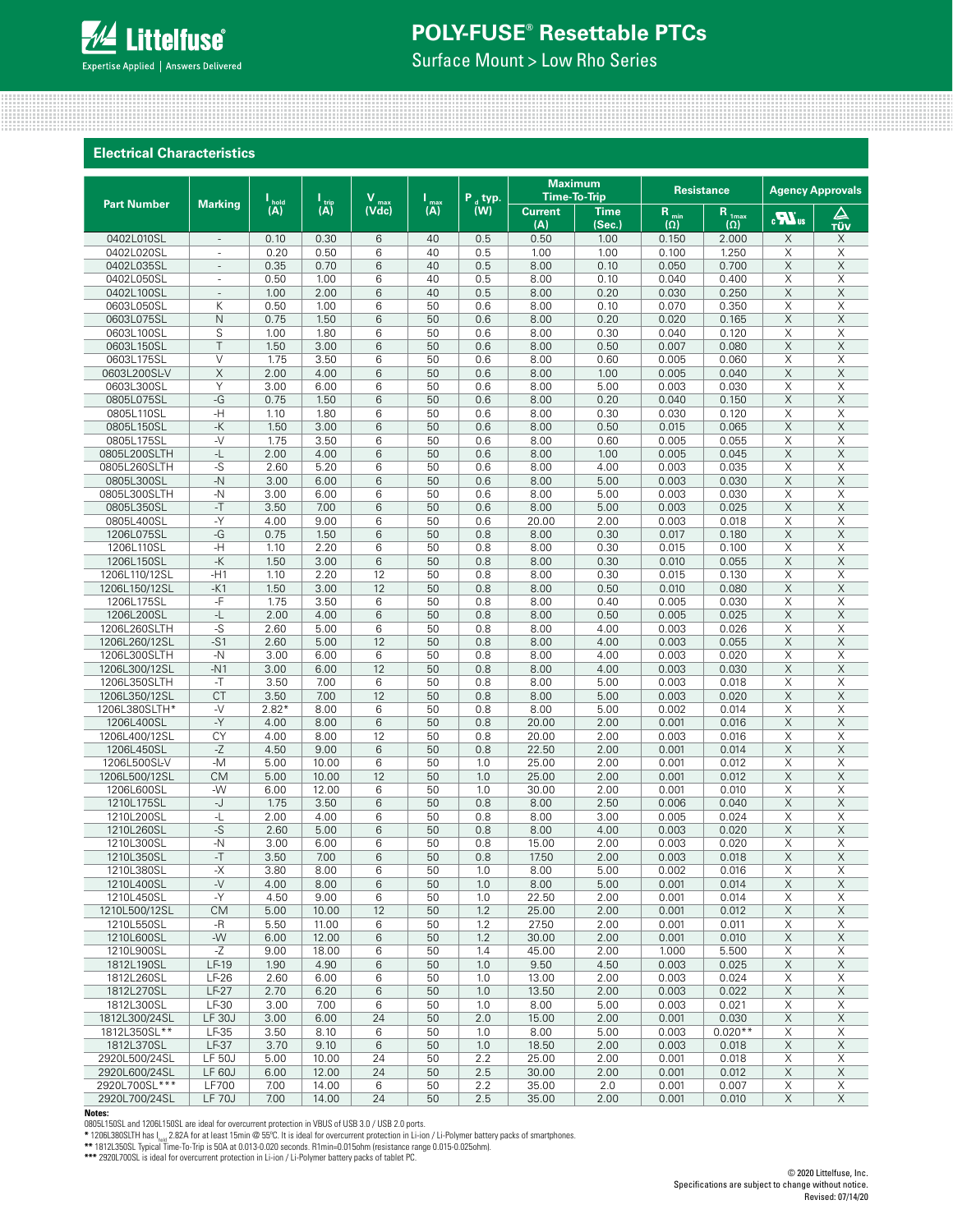## Electrical Characteristics

| Part Number | Marking | $I_{hold}$ (A) | $I_{trip}$ (A) | $V_{max}$ (Vdc) | $I_{max}$ (A) | $P_d$ typ. (W) | Maximum Time-To-Trip | | Resistance | | Agency Approvals | |
|---|---|---|---|---|---|---|---|---|---|---|---|---|
| | | | | | | | Current (A) | Time (Sec.) | $R_{min}$ (Ω) | $R_{1max}$ (Ω) | cULus | TÜV |
| 0402L010SL | - | 0.10 | 0.30 | 6 | 40 | 0.5 | 0.50 | 1.00 | 0.150 | 2.000 | X | X |
| 0402L020SL | - | 0.20 | 0.50 | 6 | 40 | 0.5 | 1.00 | 1.00 | 0.100 | 1.250 | X | X |
| 0402L035SL | - | 0.35 | 0.70 | 6 | 40 | 0.5 | 8.00 | 0.10 | 0.050 | 0.700 | X | X |
| 0402L050SL | - | 0.50 | 1.00 | 6 | 40 | 0.5 | 8.00 | 0.10 | 0.040 | 0.400 | X | X |
| 0402L100SL | - | 1.00 | 2.00 | 6 | 40 | 0.5 | 8.00 | 0.20 | 0.030 | 0.250 | X | X |
| 0603L050SL | K | 0.50 | 1.00 | 6 | 50 | 0.6 | 8.00 | 0.10 | 0.070 | 0.350 | X | X |
| 0603L075SL | N | 0.75 | 1.50 | 6 | 50 | 0.6 | 8.00 | 0.20 | 0.020 | 0.165 | X | X |
| 0603L100SL | S | 1.00 | 1.80 | 6 | 50 | 0.6 | 8.00 | 0.30 | 0.040 | 0.120 | X | X |
| 0603L150SL | T | 1.50 | 3.00 | 6 | 50 | 0.6 | 8.00 | 0.50 | 0.007 | 0.080 | X | X |
| 0603L175SL | V | 1.75 | 3.50 | 6 | 50 | 0.6 | 8.00 | 0.60 | 0.005 | 0.060 | X | X |
| 0603L200SLV | X | 2.00 | 4.00 | 6 | 50 | 0.6 | 8.00 | 1.00 | 0.005 | 0.040 | X | X |
| 0603L300SL | Y | 3.00 | 6.00 | 6 | 50 | 0.6 | 8.00 | 5.00 | 0.003 | 0.030 | X | X |
| 0805L075SL | -G | 0.75 | 1.50 | 6 | 50 | 0.6 | 8.00 | 0.20 | 0.040 | 0.150 | X | X |
| 0805L110SL | -H | 1.10 | 1.80 | 6 | 50 | 0.6 | 8.00 | 0.30 | 0.030 | 0.120 | X | X |
| 0805L150SL | -K | 1.50 | 3.00 | 6 | 50 | 0.6 | 8.00 | 0.50 | 0.015 | 0.065 | X | X |
| 0805L175SL | -V | 1.75 | 3.50 | 6 | 50 | 0.6 | 8.00 | 0.60 | 0.005 | 0.055 | X | X |
| 0805L200SLTH | -L | 2.00 | 4.00 | 6 | 50 | 0.6 | 8.00 | 1.00 | 0.005 | 0.045 | X | X |
| 0805L260SLTH | -S | 2.60 | 5.20 | 6 | 50 | 0.6 | 8.00 | 4.00 | 0.003 | 0.035 | X | X |
| 0805L300SL | -N | 3.00 | 6.00 | 6 | 50 | 0.6 | 8.00 | 5.00 | 0.003 | 0.030 | X | X |
| 0805L300SLTH | -N | 3.00 | 6.00 | 6 | 50 | 0.6 | 8.00 | 5.00 | 0.003 | 0.030 | X | X |
| 0805L350SL | -T | 3.50 | 7.00 | 6 | 50 | 0.6 | 8.00 | 5.00 | 0.003 | 0.025 | X | X |
| 0805L400SL | -Y | 4.00 | 9.00 | 6 | 50 | 0.6 | 20.00 | 2.00 | 0.003 | 0.018 | X | X |
| 1206L075SL | -G | 0.75 | 1.50 | 6 | 50 | 0.8 | 8.00 | 0.30 | 0.017 | 0.180 | X | X |
| 1206L110SL | -H | 1.10 | 2.20 | 6 | 50 | 0.8 | 8.00 | 0.30 | 0.015 | 0.100 | X | X |
| 1206L150SL | -K | 1.50 | 3.00 | 6 | 50 | 0.8 | 8.00 | 0.30 | 0.010 | 0.055 | X | X |
| 1206L110/12SL | -H1 | 1.10 | 2.20 | 12 | 50 | 0.8 | 8.00 | 0.30 | 0.015 | 0.130 | X | X |
| 1206L150/12SL | -K1 | 1.50 | 3.00 | 12 | 50 | 0.8 | 8.00 | 0.50 | 0.010 | 0.080 | X | X |
| 1206L175SL | -F | 1.75 | 3.50 | 6 | 50 | 0.8 | 8.00 | 0.40 | 0.005 | 0.030 | X | X |
| 1206L200SL | -L | 2.00 | 4.00 | 6 | 50 | 0.8 | 8.00 | 0.50 | 0.005 | 0.025 | X | X |
| 1206L260SLTH | -S | 2.60 | 5.00 | 6 | 50 | 0.8 | 8.00 | 4.00 | 0.003 | 0.026 | X | X |
| 1206L260/12SL | -S1 | 2.60 | 5.00 | 12 | 50 | 0.8 | 8.00 | 4.00 | 0.003 | 0.055 | X | X |
| 1206L300SLTH | -N | 3.00 | 6.00 | 6 | 50 | 0.8 | 8.00 | 4.00 | 0.003 | 0.020 | X | X |
| 1206L300/12SL | -N1 | 3.00 | 6.00 | 12 | 50 | 0.8 | 8.00 | 4.00 | 0.003 | 0.030 | X | X |
| 1206L350SLTH | -T | 3.50 | 7.00 | 6 | 50 | 0.8 | 8.00 | 5.00 | 0.003 | 0.018 | X | X |
| 1206L350/12SL | CT | 3.50 | 7.00 | 12 | 50 | 0.8 | 8.00 | 5.00 | 0.003 | 0.020 | X | X |
| 1206L380SLTH* | -V | 2.82* | 8.00 | 6 | 50 | 0.8 | 8.00 | 5.00 | 0.002 | 0.014 | X | X |
| 1206L400SL | -Y | 4.00 | 8.00 | 6 | 50 | 0.8 | 20.00 | 2.00 | 0.001 | 0.016 | X | X |
| 1206L400/12SL | CY | 4.00 | 8.00 | 12 | 50 | 0.8 | 20.00 | 2.00 | 0.003 | 0.016 | X | X |
| 1206L450SL | -Z | 4.50 | 9.00 | 6 | 50 | 0.8 | 22.50 | 2.00 | 0.001 | 0.014 | X | X |
| 1206L500SLV | -M | 5.00 | 10.00 | 6 | 50 | 1.0 | 25.00 | 2.00 | 0.001 | 0.012 | X | X |
| 1206L500/12SL | CM | 5.00 | 10.00 | 12 | 50 | 1.0 | 25.00 | 2.00 | 0.001 | 0.012 | X | X |
| 1206L600SL | -W | 6.00 | 12.00 | 6 | 50 | 1.0 | 30.00 | 2.00 | 0.001 | 0.010 | X | X |
| 1210L175SL | -J | 1.75 | 3.50 | 6 | 50 | 0.8 | 8.00 | 2.50 | 0.006 | 0.040 | X | X |
| 1210L200SL | -L | 2.00 | 4.00 | 6 | 50 | 0.8 | 8.00 | 3.00 | 0.005 | 0.024 | X | X |
| 1210L260SL | -S | 2.60 | 5.00 | 6 | 50 | 0.8 | 8.00 | 4.00 | 0.003 | 0.020 | X | X |
| 1210L300SL | -N | 3.00 | 6.00 | 6 | 50 | 0.8 | 15.00 | 2.00 | 0.003 | 0.020 | X | X |
| 1210L350SL | -T | 3.50 | 7.00 | 6 | 50 | 0.8 | 17.50 | 2.00 | 0.003 | 0.018 | X | X |
| 1210L380SL | -X | 3.80 | 8.00 | 6 | 50 | 1.0 | 8.00 | 5.00 | 0.002 | 0.016 | X | X |
| 1210L400SL | -V | 4.00 | 8.00 | 6 | 50 | 1.0 | 8.00 | 5.00 | 0.001 | 0.014 | X | X |
| 1210L450SL | -Y | 4.50 | 9.00 | 6 | 50 | 1.0 | 22.50 | 2.00 | 0.001 | 0.014 | X | X |
| 1210L500/12SL | CM | 5.00 | 10.00 | 12 | 50 | 1.2 | 25.00 | 2.00 | 0.001 | 0.012 | X | X |
| 1210L550SL | -R | 5.50 | 11.00 | 6 | 50 | 1.2 | 27.50 | 2.00 | 0.001 | 0.011 | X | X |
| 1210L600SL | -W | 6.00 | 12.00 | 6 | 50 | 1.2 | 30.00 | 2.00 | 0.001 | 0.010 | X | X |
| 1210L900SL | -Z | 9.00 | 18.00 | 6 | 50 | 1.4 | 45.00 | 2.00 | 1.000 | 5.500 | X | X |
| 1812L190SL | LF-19 | 1.90 | 4.90 | 6 | 50 | 1.0 | 9.50 | 4.50 | 0.003 | 0.025 | X | X |
| 1812L260SL | LF-26 | 2.60 | 6.00 | 6 | 50 | 1.0 | 13.00 | 2.00 | 0.003 | 0.024 | X | X |
| 1812L270SL | LF-27 | 2.70 | 6.20 | 6 | 50 | 1.0 | 13.50 | 2.00 | 0.003 | 0.022 | X | X |
| 1812L300SL | LF-30 | 3.00 | 7.00 | 6 | 50 | 1.0 | 8.00 | 5.00 | 0.003 | 0.021 | X | X |
| 1812L300/24SL | LF 30J | 3.00 | 6.00 | 24 | 50 | 2.0 | 15.00 | 2.00 | 0.001 | 0.030 | X | X |
| 1812L350SL** | LF-35 | 3.50 | 8.10 | 6 | 50 | 1.0 | 8.00 | 5.00 | 0.003 | 0.020** | X | X |
| 1812L370SL | LF-37 | 3.70 | 9.10 | 6 | 50 | 1.0 | 18.50 | 2.00 | 0.003 | 0.018 | X | X |
| 2920L500/24SL | LF 50J | 5.00 | 10.00 | 24 | 50 | 2.2 | 25.00 | 2.00 | 0.001 | 0.018 | X | X |
| 2920L600/24SL | LF 60J | 6.00 | 12.00 | 24 | 50 | 2.5 | 30.00 | 2.00 | 0.001 | 0.012 | X | X |
| 2920L700SL*** | LF700 | 7.00 | 14.00 | 6 | 50 | 2.2 | 35.00 | 2.0 | 0.001 | 0.007 | X | X |
| 2920L700/24SL | LF 70J | 7.00 | 14.00 | 24 | 50 | 2.5 | 35.00 | 2.00 | 0.001 | 0.010 | X | X |

**Notes:**

0805L150SL and 1206L150SL are ideal for overcurrent protection in VBUS of USB 3.0 / USB 2.0 ports.

* 1206L380SLTH has $I_{hold}$ 2.82A for at least 15min @ 55°C. It is ideal for overcurrent protection in Li-ion / Li-Polymer battery packs of smartphones.

** 1812L350SL Typical Time-To-Trip is 50A at 0.013-0.020 seconds. R1min=0.015ohm (resistance range 0.015-0.025ohm).

*** 2920L700SL is ideal for overcurrent protection in Li-ion / Li-Polymer battery packs of tablet PC.

© 2020 Littelfuse, Inc.
Specifications are subject to change without notice.
Revised: 07/14/20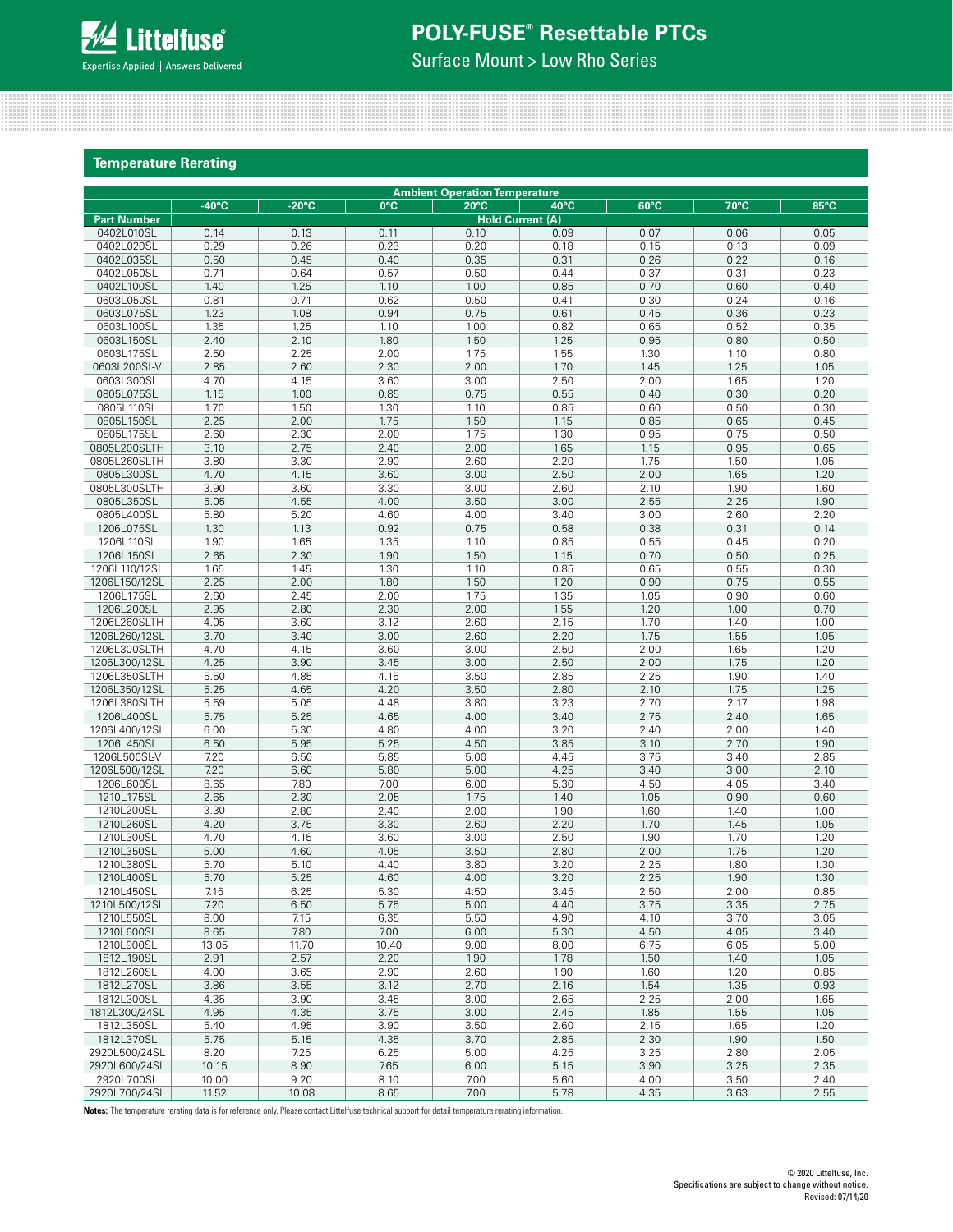## Temperature Rerating

| | Ambient Operation Temperature | | | | | | | |
|---|---|---|---|---|---|---|---|---|
| | -40°C | -20°C | 0°C | 20°C | 40°C | 60°C | 70°C | 85°C |
| Part Number | Hold Current (A) | | | | | | | |
| 0402L010SL | 0.14 | 0.13 | 0.11 | 0.10 | 0.09 | 0.07 | 0.06 | 0.05 |
| 0402L020SL | 0.29 | 0.26 | 0.23 | 0.20 | 0.18 | 0.15 | 0.13 | 0.09 |
| 0402L035SL | 0.50 | 0.45 | 0.40 | 0.35 | 0.31 | 0.26 | 0.22 | 0.16 |
| 0402L050SL | 0.71 | 0.64 | 0.57 | 0.50 | 0.44 | 0.37 | 0.31 | 0.23 |
| 0402L100SL | 1.40 | 1.25 | 1.10 | 1.00 | 0.85 | 0.70 | 0.60 | 0.40 |
| 0603L050SL | 0.81 | 0.71 | 0.62 | 0.50 | 0.41 | 0.30 | 0.24 | 0.16 |
| 0603L075SL | 1.23 | 1.08 | 0.94 | 0.75 | 0.61 | 0.45 | 0.36 | 0.23 |
| 0603L100SL | 1.35 | 1.25 | 1.10 | 1.00 | 0.82 | 0.65 | 0.52 | 0.35 |
| 0603L150SL | 2.40 | 2.10 | 1.80 | 1.50 | 1.25 | 0.95 | 0.80 | 0.50 |
| 0603L175SL | 2.50 | 2.25 | 2.00 | 1.75 | 1.55 | 1.30 | 1.10 | 0.80 |
| 0603L200SLV | 2.85 | 2.60 | 2.30 | 2.00 | 1.70 | 1.45 | 1.25 | 1.05 |
| 0603L300SL | 4.70 | 4.15 | 3.60 | 3.00 | 2.50 | 2.00 | 1.65 | 1.20 |
| 0805L075SL | 1.15 | 1.00 | 0.85 | 0.75 | 0.55 | 0.40 | 0.30 | 0.20 |
| 0805L110SL | 1.70 | 1.50 | 1.30 | 1.10 | 0.85 | 0.60 | 0.50 | 0.30 |
| 0805L150SL | 2.25 | 2.00 | 1.75 | 1.50 | 1.15 | 0.85 | 0.65 | 0.45 |
| 0805L175SL | 2.60 | 2.30 | 2.00 | 1.75 | 1.30 | 0.95 | 0.75 | 0.50 |
| 0805L200SLTH | 3.10 | 2.75 | 2.40 | 2.00 | 1.65 | 1.15 | 0.95 | 0.65 |
| 0805L260SLTH | 3.80 | 3.30 | 2.90 | 2.60 | 2.20 | 1.75 | 1.50 | 1.05 |
| 0805L300SL | 4.70 | 4.15 | 3.60 | 3.00 | 2.50 | 2.00 | 1.65 | 1.20 |
| 0805L300SLTH | 3.90 | 3.60 | 3.30 | 3.00 | 2.60 | 2.10 | 1.90 | 1.60 |
| 0805L350SL | 5.05 | 4.55 | 4.00 | 3.50 | 3.00 | 2.55 | 2.25 | 1.90 |
| 0805L400SL | 5.80 | 5.20 | 4.60 | 4.00 | 3.40 | 3.00 | 2.60 | 2.20 |
| 1206L075SL | 1.30 | 1.13 | 0.92 | 0.75 | 0.58 | 0.38 | 0.31 | 0.14 |
| 1206L110SL | 1.90 | 1.65 | 1.35 | 1.10 | 0.85 | 0.55 | 0.45 | 0.20 |
| 1206L150SL | 2.65 | 2.30 | 1.90 | 1.50 | 1.15 | 0.70 | 0.50 | 0.25 |
| 1206L110/12SL | 1.65 | 1.45 | 1.30 | 1.10 | 0.85 | 0.65 | 0.55 | 0.30 |
| 1206L150/12SL | 2.25 | 2.00 | 1.80 | 1.50 | 1.20 | 0.90 | 0.75 | 0.55 |
| 1206L175SL | 2.60 | 2.45 | 2.00 | 1.75 | 1.35 | 1.05 | 0.90 | 0.60 |
| 1206L200SL | 2.95 | 2.80 | 2.30 | 2.00 | 1.55 | 1.20 | 1.00 | 0.70 |
| 1206L260SLTH | 4.05 | 3.60 | 3.12 | 2.60 | 2.15 | 1.70 | 1.40 | 1.00 |
| 1206L260/12SL | 3.70 | 3.40 | 3.00 | 2.60 | 2.20 | 1.75 | 1.55 | 1.05 |
| 1206L300SLTH | 4.70 | 4.15 | 3.60 | 3.00 | 2.50 | 2.00 | 1.65 | 1.20 |
| 1206L300/12SL | 4.25 | 3.90 | 3.45 | 3.00 | 2.50 | 2.00 | 1.75 | 1.20 |
| 1206L350SLTH | 5.50 | 4.85 | 4.15 | 3.50 | 2.85 | 2.25 | 1.90 | 1.40 |
| 1206L350/12SL | 5.25 | 4.65 | 4.20 | 3.50 | 2.80 | 2.10 | 1.75 | 1.25 |
| 1206L380SLTH | 5.59 | 5.05 | 4.48 | 3.80 | 3.23 | 2.70 | 2.17 | 1.98 |
| 1206L400SL | 5.75 | 5.25 | 4.65 | 4.00 | 3.40 | 2.75 | 2.40 | 1.65 |
| 1206L400/12SL | 6.00 | 5.30 | 4.80 | 4.00 | 3.20 | 2.40 | 2.00 | 1.40 |
| 1206L450SL | 6.50 | 5.95 | 5.25 | 4.50 | 3.85 | 3.10 | 2.70 | 1.90 |
| 1206L500SLV | 7.20 | 6.50 | 5.85 | 5.00 | 4.45 | 3.75 | 3.40 | 2.85 |
| 1206L500/12SL | 7.20 | 6.60 | 5.80 | 5.00 | 4.25 | 3.40 | 3.00 | 2.10 |
| 1206L600SL | 8.65 | 7.80 | 7.00 | 6.00 | 5.30 | 4.50 | 4.05 | 3.40 |
| 1210L175SL | 2.65 | 2.30 | 2.05 | 1.75 | 1.40 | 1.05 | 0.90 | 0.60 |
| 1210L200SL | 3.30 | 2.80 | 2.40 | 2.00 | 1.90 | 1.60 | 1.40 | 1.00 |
| 1210L260SL | 4.20 | 3.75 | 3.30 | 2.60 | 2.20 | 1.70 | 1.45 | 1.05 |
| 1210L300SL | 4.70 | 4.15 | 3.60 | 3.00 | 2.50 | 1.90 | 1.70 | 1.20 |
| 1210L350SL | 5.00 | 4.60 | 4.05 | 3.50 | 2.80 | 2.00 | 1.75 | 1.20 |
| 1210L380SL | 5.70 | 5.10 | 4.40 | 3.80 | 3.20 | 2.25 | 1.80 | 1.30 |
| 1210L400SL | 5.70 | 5.25 | 4.60 | 4.00 | 3.20 | 2.25 | 1.90 | 1.30 |
| 1210L450SL | 7.15 | 6.25 | 5.30 | 4.50 | 3.45 | 2.50 | 2.00 | 0.85 |
| 1210L500/12SL | 7.20 | 6.50 | 5.75 | 5.00 | 4.40 | 3.75 | 3.35 | 2.75 |
| 1210L550SL | 8.00 | 7.15 | 6.35 | 5.50 | 4.90 | 4.10 | 3.70 | 3.05 |
| 1210L600SL | 8.65 | 7.80 | 7.00 | 6.00 | 5.30 | 4.50 | 4.05 | 3.40 |
| 1210L900SL | 13.05 | 11.70 | 10.40 | 9.00 | 8.00 | 6.75 | 6.05 | 5.00 |
| 1812L190SL | 2.91 | 2.57 | 2.20 | 1.90 | 1.78 | 1.50 | 1.40 | 1.05 |
| 1812L260SL | 4.00 | 3.65 | 2.90 | 2.60 | 1.90 | 1.60 | 1.20 | 0.85 |
| 1812L270SL | 3.86 | 3.55 | 3.12 | 2.70 | 2.16 | 1.54 | 1.35 | 0.93 |
| 1812L300SL | 4.35 | 3.90 | 3.45 | 3.00 | 2.65 | 2.25 | 2.00 | 1.65 |
| 1812L300/24SL | 4.95 | 4.35 | 3.75 | 3.00 | 2.45 | 1.85 | 1.55 | 1.05 |
| 1812L350SL | 5.40 | 4.95 | 3.90 | 3.50 | 2.60 | 2.15 | 1.65 | 1.20 |
| 1812L370SL | 5.75 | 5.15 | 4.35 | 3.70 | 2.85 | 2.30 | 1.90 | 1.50 |
| 2920L500/24SL | 8.20 | 7.25 | 6.25 | 5.00 | 4.25 | 3.25 | 2.80 | 2.05 |
| 2920L600/24SL | 10.15 | 8.90 | 7.65 | 6.00 | 5.15 | 3.90 | 3.25 | 2.35 |
| 2920L700SL | 10.00 | 9.20 | 8.10 | 7.00 | 5.60 | 4.00 | 3.50 | 2.40 |
| 2920L700/24SL | 11.52 | 10.08 | 8.65 | 7.00 | 5.78 | 4.35 | 3.63 | 2.55 |

**Notes:** The temperature rerating data is for reference only. Please contact Littelfuse technical support for detail temperature rerating information.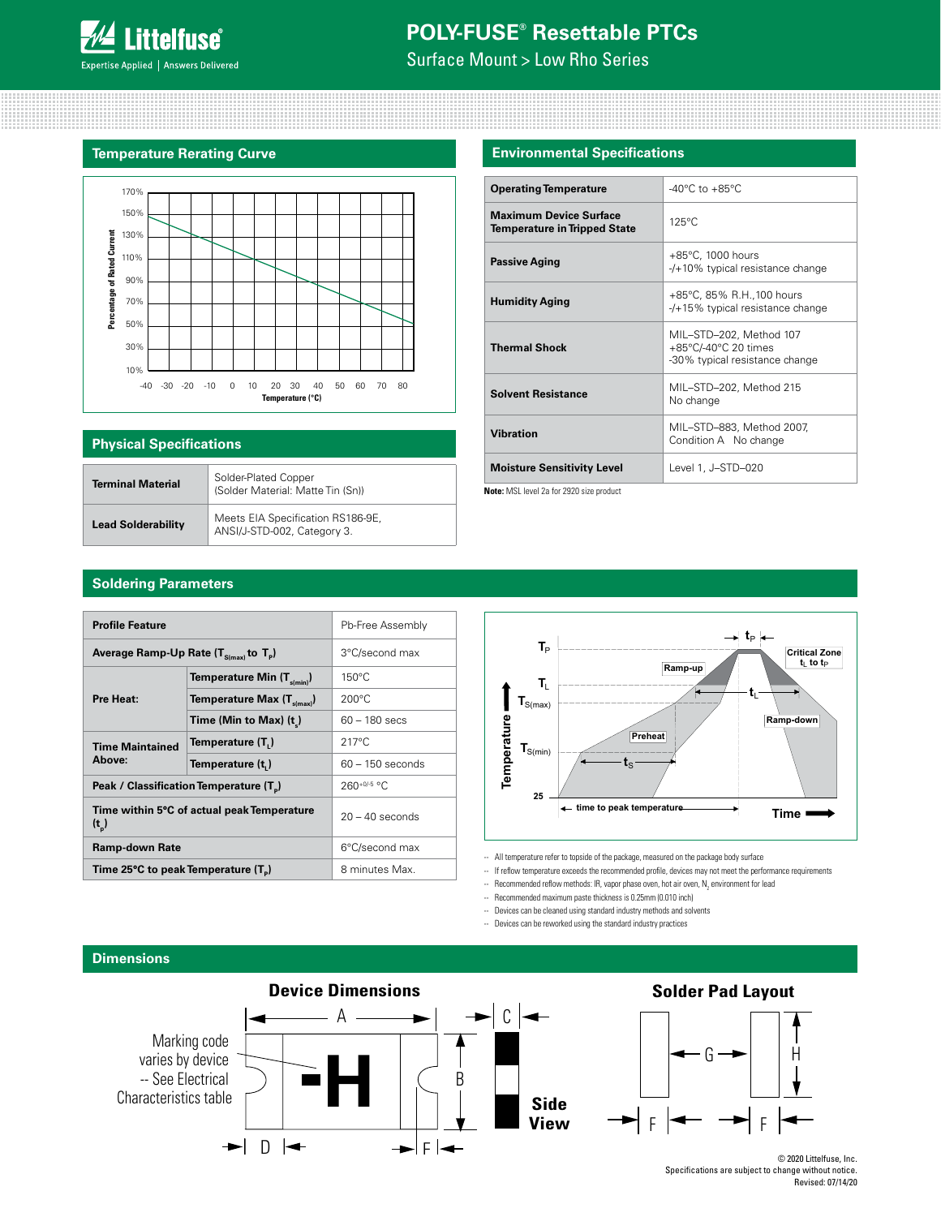## Temperature Rerating Curve

## Environmental Specifications

| Operating Temperature | -40°C to +85°C |
|---|---|
| Maximum Device Surface Temperature in Tripped State | 125°C |
| Passive Aging | +85°C, 1000 hours<br>-/+10% typical resistance change |
| Humidity Aging | +85°C, 85% R.H.,100 hours<br>-/+15% typical resistance change |
| Thermal Shock | MIL–STD–202, Method 107<br>+85°C/-40°C 20 times<br>-30% typical resistance change |
| Solvent Resistance | MIL–STD–202, Method 215<br>No change |
| Vibration | MIL–STD–883, Method 2007,<br>Condition A No change |
| Moisture Sensitivity Level | Level 1, J–STD–020 |

**Note:** MSL level 2a for 2920 size product

## Physical Specifications

| Terminal Material | Solder-Plated Copper<br>(Solder Material: Matte Tin (Sn)) |
|---|---|
| Lead Solderability | Meets EIA Specification RS186-9E,<br>ANSI/J-STD-002, Category 3. |

## Soldering Parameters

| Profile Feature | | Pb-Free Assembly |
|---|---|---|
| Average Ramp-Up Rate ($T_{S(max)}$ to $T_P$) | | 3°C/second max |
| Pre Heat: | Temperature Min ($T_{s(min)}$) | 150°C |
| | Temperature Max ($T_{s(max)}$) | 200°C |
| | Time (Min to Max) ($t_s$) | 60 – 180 secs |
| Time Maintained Above: | Temperature ($T_L$) | 217°C |
| | Temperature ($t_L$) | 60 – 150 seconds |
| Peak / Classification Temperature ($T_P$) | | $260^{+0/-5}$ °C |
| Time within 5°C of actual peak Temperature ($t_p$) | | 20 – 40 seconds |
| Ramp-down Rate | | 6°C/second max |
| Time 25°C to peak Temperature ($T_P$) | | 8 minutes Max. |

- All temperature refer to topside of the package, measured on the package body surface
- If reflow temperature exceeds the recommended profile, devices may not meet the performance requirements
- Recommended reflow methods: IR, vapor phase oven, hot air oven, $N_2$ environment for lead
- Recommended maximum paste thickness is 0.25mm (0.010 inch)
- Devices can be cleaned using standard industry methods and solvents
- Devices can be reworked using the standard industry practices

## Dimensions

**Device Dimensions**

Marking code varies by device -- See Electrical Characteristics table

**Solder Pad Layout**

© 2020 Littelfuse, Inc.
Specifications are subject to change without notice.
Revised: 07/14/20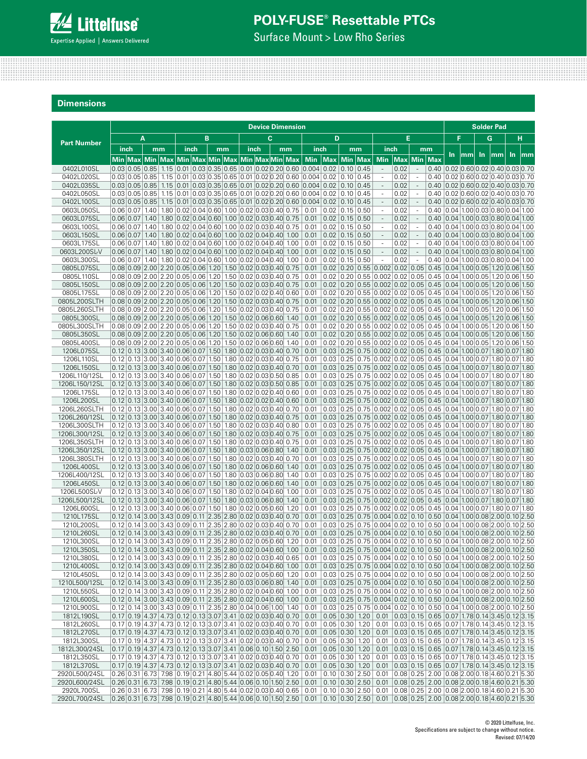## Dimensions

| Part Number | Device Dimension | | | | | | | | | | | | | | | | | | | | Solder Pad | | | | | |
|---|---|---|---|---|---|---|---|---|---|---|---|---|---|---|---|---|---|---|---|---|---|---|---|---|---|---|
| | A | | | | B | | | | C | | | | D | | | | E | | | | F | | G | | H | |
| | inch | | mm | | inch | | mm | | inch | | mm | | inch | | mm | | inch | | mm | | In | mm | In | mm | In | mm |
| | Min | Max | Min | Max | Min | Max | Min | Max | Min | Max | Min | Max | Min | Max | Min | Max | Min | Max | Min | Max | | | | | | |
| 0402L010SL | 0.03 | 0.05 | 0.85 | 1.15 | 0.01 | 0.03 | 0.35 | 0.65 | 0.01 | 0.02 | 0.20 | 0.60 | 0.004 | 0.02 | 0.10 | 0.45 | - | 0.02 | - | 0.40 | 0.02 | 0.60 | 0.02 | 0.40 | 0.03 | 0.70 |
| 0402L020SL | 0.03 | 0.05 | 0.85 | 1.15 | 0.01 | 0.03 | 0.35 | 0.65 | 0.01 | 0.02 | 0.20 | 0.60 | 0.004 | 0.02 | 0.10 | 0.45 | - | 0.02 | - | 0.40 | 0.02 | 0.60 | 0.02 | 0.40 | 0.03 | 0.70 |
| 0402L035SL | 0.03 | 0.05 | 0.85 | 1.15 | 0.01 | 0.03 | 0.35 | 0.65 | 0.01 | 0.02 | 0.20 | 0.60 | 0.004 | 0.02 | 0.10 | 0.45 | - | 0.02 | - | 0.40 | 0.02 | 0.60 | 0.02 | 0.40 | 0.03 | 0.70 |
| 0402L050SL | 0.03 | 0.05 | 0.85 | 1.15 | 0.01 | 0.03 | 0.35 | 0.65 | 0.01 | 0.02 | 0.20 | 0.60 | 0.004 | 0.02 | 0.10 | 0.45 | - | 0.02 | - | 0.40 | 0.02 | 0.60 | 0.02 | 0.40 | 0.03 | 0.70 |
| 0402L100SL | 0.03 | 0.05 | 0.85 | 1.15 | 0.01 | 0.03 | 0.35 | 0.65 | 0.01 | 0.02 | 0.20 | 0.60 | 0.004 | 0.02 | 0.10 | 0.45 | - | 0.02 | - | 0.40 | 0.02 | 0.60 | 0.02 | 0.40 | 0.03 | 0.70 |
| 0603L050SL | 0.06 | 0.07 | 1.40 | 1.80 | 0.02 | 0.04 | 0.60 | 1.00 | 0.02 | 0.03 | 0.40 | 0.75 | 0.01 | 0.02 | 0.15 | 0.50 | - | 0.02 | - | 0.40 | 0.04 | 1.00 | 0.03 | 0.80 | 0.04 | 1.00 |
| 0603L075SL | 0.06 | 0.07 | 1.40 | 1.80 | 0.02 | 0.04 | 0.60 | 1.00 | 0.02 | 0.03 | 0.40 | 0.75 | 0.01 | 0.02 | 0.15 | 0.50 | - | 0.02 | - | 0.40 | 0.04 | 1.00 | 0.03 | 0.80 | 0.04 | 1.00 |
| 0603L100SL | 0.06 | 0.07 | 1.40 | 1.80 | 0.02 | 0.04 | 0.60 | 1.00 | 0.02 | 0.03 | 0.40 | 0.75 | 0.01 | 0.02 | 0.15 | 0.50 | - | 0.02 | - | 0.40 | 0.04 | 1.00 | 0.03 | 0.80 | 0.04 | 1.00 |
| 0603L150SL | 0.06 | 0.07 | 1.40 | 1.80 | 0.02 | 0.04 | 0.60 | 1.00 | 0.02 | 0.04 | 0.40 | 1.00 | 0.01 | 0.02 | 0.15 | 0.50 | - | 0.02 | - | 0.40 | 0.04 | 1.00 | 0.03 | 0.80 | 0.04 | 1.00 |
| 0603L175SL | 0.06 | 0.07 | 1.40 | 1.80 | 0.02 | 0.04 | 0.60 | 1.00 | 0.02 | 0.04 | 0.40 | 1.00 | 0.01 | 0.02 | 0.15 | 0.50 | - | 0.02 | - | 0.40 | 0.04 | 1.00 | 0.03 | 0.80 | 0.04 | 1.00 |
| 0603L200SLV | 0.06 | 0.07 | 1.40 | 1.80 | 0.02 | 0.04 | 0.60 | 1.00 | 0.02 | 0.04 | 0.40 | 1.00 | 0.01 | 0.02 | 0.15 | 0.50 | - | 0.02 | - | 0.40 | 0.04 | 1.00 | 0.03 | 0.80 | 0.04 | 1.00 |
| 0603L300SL | 0.06 | 0.07 | 1.40 | 1.80 | 0.02 | 0.04 | 0.60 | 1.00 | 0.02 | 0.04 | 0.40 | 1.00 | 0.01 | 0.02 | 0.15 | 0.50 | - | 0.02 | - | 0.40 | 0.04 | 1.00 | 0.03 | 0.80 | 0.04 | 1.00 |
| 0805L075SL | 0.08 | 0.09 | 2.00 | 2.20 | 0.05 | 0.06 | 1.20 | 1.50 | 0.02 | 0.03 | 0.40 | 0.75 | 0.01 | 0.02 | 0.20 | 0.55 | 0.002 | 0.02 | 0.05 | 0.45 | 0.04 | 1.00 | 0.05 | 1.20 | 0.06 | 1.50 |
| 0805L110SL | 0.08 | 0.09 | 2.00 | 2.20 | 0.05 | 0.06 | 1.20 | 1.50 | 0.02 | 0.03 | 0.40 | 0.75 | 0.01 | 0.02 | 0.20 | 0.55 | 0.002 | 0.02 | 0.05 | 0.45 | 0.04 | 1.00 | 0.05 | 1.20 | 0.06 | 1.50 |
| 0805L150SL | 0.08 | 0.09 | 2.00 | 2.20 | 0.05 | 0.06 | 1.20 | 1.50 | 0.02 | 0.03 | 0.40 | 0.75 | 0.01 | 0.02 | 0.20 | 0.55 | 0.002 | 0.02 | 0.05 | 0.45 | 0.04 | 1.00 | 0.05 | 1.20 | 0.06 | 1.50 |
| 0805L175SL | 0.08 | 0.09 | 2.00 | 2.20 | 0.05 | 0.06 | 1.20 | 1.50 | 0.02 | 0.02 | 0.40 | 0.60 | 0.01 | 0.02 | 0.20 | 0.55 | 0.002 | 0.02 | 0.05 | 0.45 | 0.04 | 1.00 | 0.05 | 1.20 | 0.06 | 1.50 |
| 0805L200SLTH | 0.08 | 0.09 | 2.00 | 2.20 | 0.05 | 0.06 | 1.20 | 1.50 | 0.02 | 0.03 | 0.40 | 0.75 | 0.01 | 0.02 | 0.20 | 0.55 | 0.002 | 0.02 | 0.05 | 0.45 | 0.04 | 1.00 | 0.05 | 1.20 | 0.06 | 1.50 |
| 0805L260SLTH | 0.08 | 0.09 | 2.00 | 2.20 | 0.05 | 0.06 | 1.20 | 1.50 | 0.02 | 0.03 | 0.40 | 0.75 | 0.01 | 0.02 | 0.20 | 0.55 | 0.002 | 0.02 | 0.05 | 0.45 | 0.04 | 1.00 | 0.05 | 1.20 | 0.06 | 1.50 |
| 0805L300SL | 0.08 | 0.09 | 2.00 | 2.20 | 0.05 | 0.06 | 1.20 | 1.50 | 0.02 | 0.06 | 0.60 | 1.40 | 0.01 | 0.02 | 0.20 | 0.55 | 0.002 | 0.02 | 0.05 | 0.45 | 0.04 | 1.00 | 0.05 | 1.20 | 0.06 | 1.50 |
| 0805L300SLTH | 0.08 | 0.09 | 2.00 | 2.20 | 0.05 | 0.06 | 1.20 | 1.50 | 0.02 | 0.03 | 0.40 | 0.75 | 0.01 | 0.02 | 0.20 | 0.55 | 0.002 | 0.02 | 0.05 | 0.45 | 0.04 | 1.00 | 0.05 | 1.20 | 0.06 | 1.50 |
| 0805L350SL | 0.08 | 0.09 | 2.00 | 2.20 | 0.05 | 0.06 | 1.20 | 1.50 | 0.02 | 0.06 | 0.60 | 1.40 | 0.01 | 0.02 | 0.20 | 0.55 | 0.002 | 0.02 | 0.05 | 0.45 | 0.04 | 1.00 | 0.05 | 1.20 | 0.06 | 1.50 |
| 0805L400SL | 0.08 | 0.09 | 2.00 | 2.20 | 0.05 | 0.06 | 1.20 | 1.50 | 0.02 | 0.06 | 0.60 | 1.40 | 0.01 | 0.02 | 0.20 | 0.55 | 0.002 | 0.02 | 0.05 | 0.45 | 0.04 | 1.00 | 0.05 | 1.20 | 0.06 | 1.50 |
| 1206L075SL | 0.12 | 0.13 | 3.00 | 3.40 | 0.06 | 0.07 | 1.50 | 1.80 | 0.02 | 0.03 | 0.40 | 0.70 | 0.01 | 0.03 | 0.25 | 0.75 | 0.002 | 0.02 | 0.05 | 0.45 | 0.04 | 1.00 | 0.07 | 1.80 | 0.07 | 1.80 |
| 1206L110SL | 0.12 | 0.13 | 3.00 | 3.40 | 0.06 | 0.07 | 1.50 | 1.80 | 0.02 | 0.03 | 0.40 | 0.75 | 0.01 | 0.03 | 0.25 | 0.75 | 0.002 | 0.02 | 0.05 | 0.45 | 0.04 | 1.00 | 0.07 | 1.80 | 0.07 | 1.80 |
| 1206L150SL | 0.12 | 0.13 | 3.00 | 3.40 | 0.06 | 0.07 | 1.50 | 1.80 | 0.02 | 0.03 | 0.40 | 0.70 | 0.01 | 0.03 | 0.25 | 0.75 | 0.002 | 0.02 | 0.05 | 0.45 | 0.04 | 1.00 | 0.07 | 1.80 | 0.07 | 1.80 |
| 1206L110/12SL | 0.12 | 0.13 | 3.00 | 3.40 | 0.06 | 0.07 | 1.50 | 1.80 | 0.02 | 0.03 | 0.50 | 0.85 | 0.01 | 0.03 | 0.25 | 0.75 | 0.002 | 0.02 | 0.05 | 0.45 | 0.04 | 1.00 | 0.07 | 1.80 | 0.07 | 1.80 |
| 1206L150/12SL | 0.12 | 0.13 | 3.00 | 3.40 | 0.06 | 0.07 | 1.50 | 1.80 | 0.02 | 0.03 | 0.50 | 0.85 | 0.01 | 0.03 | 0.25 | 0.75 | 0.002 | 0.02 | 0.05 | 0.45 | 0.04 | 1.00 | 0.07 | 1.80 | 0.07 | 1.80 |
| 1206L175SL | 0.12 | 0.13 | 3.00 | 3.40 | 0.06 | 0.07 | 1.50 | 1.80 | 0.02 | 0.02 | 0.40 | 0.60 | 0.01 | 0.03 | 0.25 | 0.75 | 0.002 | 0.02 | 0.05 | 0.45 | 0.04 | 1.00 | 0.07 | 1.80 | 0.07 | 1.80 |
| 1206L200SL | 0.12 | 0.13 | 3.00 | 3.40 | 0.06 | 0.07 | 1.50 | 1.80 | 0.02 | 0.02 | 0.40 | 0.60 | 0.01 | 0.03 | 0.25 | 0.75 | 0.002 | 0.02 | 0.05 | 0.45 | 0.04 | 1.00 | 0.07 | 1.80 | 0.07 | 1.80 |
| 1206L260SLTH | 0.12 | 0.13 | 3.00 | 3.40 | 0.06 | 0.07 | 1.50 | 1.80 | 0.02 | 0.03 | 0.40 | 0.70 | 0.01 | 0.03 | 0.25 | 0.75 | 0.002 | 0.02 | 0.05 | 0.45 | 0.04 | 1.00 | 0.07 | 1.80 | 0.07 | 1.80 |
| 1206L260/12SL | 0.12 | 0.13 | 3.00 | 3.40 | 0.06 | 0.07 | 1.50 | 1.80 | 0.02 | 0.03 | 0.40 | 0.75 | 0.01 | 0.03 | 0.25 | 0.75 | 0.002 | 0.02 | 0.05 | 0.45 | 0.04 | 1.00 | 0.07 | 1.80 | 0.07 | 1.80 |
| 1206L300SLTH | 0.12 | 0.13 | 3.00 | 3.40 | 0.06 | 0.07 | 1.50 | 1.80 | 0.02 | 0.03 | 0.40 | 0.80 | 0.01 | 0.03 | 0.25 | 0.75 | 0.002 | 0.02 | 0.05 | 0.45 | 0.04 | 1.00 | 0.07 | 1.80 | 0.07 | 1.80 |
| 1206L300/12SL | 0.12 | 0.13 | 3.00 | 3.40 | 0.06 | 0.07 | 1.50 | 1.80 | 0.02 | 0.03 | 0.40 | 0.75 | 0.01 | 0.03 | 0.25 | 0.75 | 0.002 | 0.02 | 0.05 | 0.45 | 0.04 | 1.00 | 0.07 | 1.80 | 0.07 | 1.80 |
| 1206L350SLTH | 0.12 | 0.13 | 3.00 | 3.40 | 0.06 | 0.07 | 1.50 | 1.80 | 0.02 | 0.03 | 0.40 | 0.75 | 0.01 | 0.03 | 0.25 | 0.75 | 0.002 | 0.02 | 0.05 | 0.45 | 0.04 | 1.00 | 0.07 | 1.80 | 0.07 | 1.80 |
| 1206L350/12SL | 0.12 | 0.13 | 3.00 | 3.40 | 0.06 | 0.07 | 1.50 | 1.80 | 0.03 | 0.06 | 0.80 | 1.40 | 0.01 | 0.03 | 0.25 | 0.75 | 0.002 | 0.02 | 0.05 | 0.45 | 0.04 | 1.00 | 0.07 | 1.80 | 0.07 | 1.80 |
| 1206L380SLTH | 0.12 | 0.13 | 3.00 | 3.40 | 0.06 | 0.07 | 1.50 | 1.80 | 0.02 | 0.03 | 0.40 | 0.70 | 0.01 | 0.03 | 0.25 | 0.75 | 0.002 | 0.02 | 0.05 | 0.45 | 0.04 | 1.00 | 0.07 | 1.80 | 0.07 | 1.80 |
| 1206L400SL | 0.12 | 0.13 | 3.00 | 3.40 | 0.06 | 0.07 | 1.50 | 1.80 | 0.02 | 0.06 | 0.60 | 1.40 | 0.01 | 0.03 | 0.25 | 0.75 | 0.002 | 0.02 | 0.05 | 0.45 | 0.04 | 1.00 | 0.07 | 1.80 | 0.07 | 1.80 |
| 1206L400/12SL | 0.12 | 0.13 | 3.00 | 3.40 | 0.06 | 0.07 | 1.50 | 1.80 | 0.03 | 0.06 | 0.80 | 1.40 | 0.01 | 0.03 | 0.25 | 0.75 | 0.002 | 0.02 | 0.05 | 0.45 | 0.04 | 1.00 | 0.07 | 1.80 | 0.07 | 1.80 |
| 1206L450SL | 0.12 | 0.13 | 3.00 | 3.40 | 0.06 | 0.07 | 1.50 | 1.80 | 0.02 | 0.06 | 0.60 | 1.40 | 0.01 | 0.03 | 0.25 | 0.75 | 0.002 | 0.02 | 0.05 | 0.45 | 0.04 | 1.00 | 0.07 | 1.80 | 0.07 | 1.80 |
| 1206L500SLV | 0.12 | 0.13 | 3.00 | 3.40 | 0.06 | 0.07 | 1.50 | 1.80 | 0.02 | 0.04 | 0.60 | 1.00 | 0.01 | 0.03 | 0.25 | 0.75 | 0.002 | 0.02 | 0.05 | 0.45 | 0.04 | 1.00 | 0.07 | 1.80 | 0.07 | 1.80 |
| 1206L500/12SL | 0.12 | 0.13 | 3.00 | 3.40 | 0.06 | 0.07 | 1.50 | 1.80 | 0.03 | 0.06 | 0.80 | 1.40 | 0.01 | 0.03 | 0.25 | 0.75 | 0.002 | 0.02 | 0.05 | 0.45 | 0.04 | 1.00 | 0.07 | 1.80 | 0.07 | 1.80 |
| 1206L600SL | 0.12 | 0.13 | 3.00 | 3.40 | 0.06 | 0.07 | 1.50 | 1.80 | 0.02 | 0.05 | 0.60 | 1.20 | 0.01 | 0.03 | 0.25 | 0.75 | 0.002 | 0.02 | 0.05 | 0.45 | 0.04 | 1.00 | 0.07 | 1.80 | 0.07 | 1.80 |
| 1210L175SL | 0.12 | 0.14 | 3.00 | 3.43 | 0.09 | 0.11 | 2.35 | 2.80 | 0.02 | 0.03 | 0.40 | 0.70 | 0.01 | 0.03 | 0.25 | 0.75 | 0.004 | 0.02 | 0.10 | 0.50 | 0.04 | 1.00 | 0.08 | 2.00 | 0.10 | 2.50 |
| 1210L200SL | 0.12 | 0.14 | 3.00 | 3.43 | 0.09 | 0.11 | 2.35 | 2.80 | 0.02 | 0.03 | 0.40 | 0.70 | 0.01 | 0.03 | 0.25 | 0.75 | 0.004 | 0.02 | 0.10 | 0.50 | 0.04 | 1.00 | 0.08 | 2.00 | 0.10 | 2.50 |
| 1210L260SL | 0.12 | 0.14 | 3.00 | 3.43 | 0.09 | 0.11 | 2.35 | 2.80 | 0.02 | 0.03 | 0.40 | 0.70 | 0.01 | 0.03 | 0.25 | 0.75 | 0.004 | 0.02 | 0.10 | 0.50 | 0.04 | 1.00 | 0.08 | 2.00 | 0.10 | 2.50 |
| 1210L300SL | 0.12 | 0.14 | 3.00 | 3.43 | 0.09 | 0.11 | 2.35 | 2.80 | 0.02 | 0.05 | 0.60 | 1.20 | 0.01 | 0.03 | 0.25 | 0.75 | 0.004 | 0.02 | 0.10 | 0.50 | 0.04 | 1.00 | 0.08 | 2.00 | 0.10 | 2.50 |
| 1210L350SL | 0.12 | 0.14 | 3.00 | 3.43 | 0.09 | 0.11 | 2.35 | 2.80 | 0.02 | 0.04 | 0.60 | 1.00 | 0.01 | 0.03 | 0.25 | 0.75 | 0.004 | 0.02 | 0.10 | 0.50 | 0.04 | 1.00 | 0.08 | 2.00 | 0.10 | 2.50 |
| 1210L380SL | 0.12 | 0.14 | 3.00 | 3.43 | 0.09 | 0.11 | 2.35 | 2.80 | 0.02 | 0.03 | 0.40 | 0.65 | 0.01 | 0.03 | 0.25 | 0.75 | 0.004 | 0.02 | 0.10 | 0.50 | 0.04 | 1.00 | 0.08 | 2.00 | 0.10 | 2.50 |
| 1210L400SL | 0.12 | 0.14 | 3.00 | 3.43 | 0.09 | 0.11 | 2.35 | 2.80 | 0.02 | 0.04 | 0.60 | 1.00 | 0.01 | 0.03 | 0.25 | 0.75 | 0.004 | 0.02 | 0.10 | 0.50 | 0.04 | 1.00 | 0.08 | 2.00 | 0.10 | 2.50 |
| 1210L450SL | 0.12 | 0.14 | 3.00 | 3.43 | 0.09 | 0.11 | 2.35 | 2.80 | 0.02 | 0.05 | 0.60 | 1.20 | 0.01 | 0.03 | 0.25 | 0.75 | 0.004 | 0.02 | 0.10 | 0.50 | 0.04 | 1.00 | 0.08 | 2.00 | 0.10 | 2.50 |
| 1210L500/12SL | 0.12 | 0.14 | 3.00 | 3.43 | 0.09 | 0.11 | 2.35 | 2.80 | 0.03 | 0.06 | 0.80 | 1.40 | 0.01 | 0.03 | 0.25 | 0.75 | 0.004 | 0.02 | 0.10 | 0.50 | 0.04 | 1.00 | 0.08 | 2.00 | 0.10 | 2.50 |
| 1210L550SL | 0.12 | 0.14 | 3.00 | 3.43 | 0.09 | 0.11 | 2.35 | 2.80 | 0.02 | 0.04 | 0.60 | 1.00 | 0.01 | 0.03 | 0.25 | 0.75 | 0.004 | 0.02 | 0.10 | 0.50 | 0.04 | 1.00 | 0.08 | 2.00 | 0.10 | 2.50 |
| 1210L600SL | 0.12 | 0.14 | 3.00 | 3.43 | 0.09 | 0.11 | 2.35 | 2.80 | 0.02 | 0.04 | 0.60 | 1.00 | 0.01 | 0.03 | 0.25 | 0.75 | 0.004 | 0.02 | 0.10 | 0.50 | 0.04 | 1.00 | 0.08 | 2.00 | 0.10 | 2.50 |
| 1210L900SL | 0.12 | 0.14 | 3.00 | 3.43 | 0.09 | 0.11 | 2.35 | 2.80 | 0.04 | 0.06 | 1.00 | 1.40 | 0.01 | 0.03 | 0.25 | 0.75 | 0.004 | 0.02 | 0.10 | 0.50 | 0.04 | 1.00 | 0.08 | 2.00 | 0.10 | 2.50 |
| 1812L190SL | 0.17 | 0.19 | 4.37 | 4.73 | 0.12 | 0.13 | 3.07 | 3.41 | 0.02 | 0.03 | 0.40 | 0.70 | 0.01 | 0.05 | 0.30 | 1.20 | 0.01 | 0.03 | 0.15 | 0.65 | 0.07 | 1.78 | 0.14 | 3.45 | 0.12 | 3.15 |
| 1812L260SL | 0.17 | 0.19 | 4.37 | 4.73 | 0.12 | 0.13 | 3.07 | 3.41 | 0.02 | 0.03 | 0.40 | 0.70 | 0.01 | 0.05 | 0.30 | 1.20 | 0.01 | 0.03 | 0.15 | 0.65 | 0.07 | 1.78 | 0.14 | 3.45 | 0.12 | 3.15 |
| 1812L270SL | 0.17 | 0.19 | 4.37 | 4.73 | 0.12 | 0.13 | 3.07 | 3.41 | 0.02 | 0.03 | 0.40 | 0.70 | 0.01 | 0.05 | 0.30 | 1.20 | 0.01 | 0.03 | 0.15 | 0.65 | 0.07 | 1.78 | 0.14 | 3.45 | 0.12 | 3.15 |
| 1812L300SL | 0.17 | 0.19 | 4.37 | 4.73 | 0.12 | 0.13 | 3.07 | 3.41 | 0.02 | 0.03 | 0.40 | 0.70 | 0.01 | 0.05 | 0.30 | 1.20 | 0.01 | 0.03 | 0.15 | 0.65 | 0.07 | 1.78 | 0.14 | 3.45 | 0.12 | 3.15 |
| 1812L300/24SL | 0.17 | 0.19 | 4.37 | 4.73 | 0.12 | 0.13 | 3.07 | 3.41 | 0.06 | 0.10 | 1.50 | 2.50 | 0.01 | 0.05 | 0.30 | 1.20 | 0.01 | 0.03 | 0.15 | 0.65 | 0.07 | 1.78 | 0.14 | 3.45 | 0.12 | 3.15 |
| 1812L350SL | 0.17 | 0.19 | 4.37 | 4.73 | 0.12 | 0.13 | 3.07 | 3.41 | 0.02 | 0.03 | 0.40 | 0.70 | 0.01 | 0.05 | 0.30 | 1.20 | 0.01 | 0.03 | 0.15 | 0.65 | 0.07 | 1.78 | 0.14 | 3.45 | 0.12 | 3.15 |
| 1812L370SL | 0.17 | 0.19 | 4.37 | 4.73 | 0.12 | 0.13 | 3.07 | 3.41 | 0.02 | 0.03 | 0.40 | 0.70 | 0.01 | 0.05 | 0.30 | 1.20 | 0.01 | 0.03 | 0.15 | 0.65 | 0.07 | 1.78 | 0.14 | 3.45 | 0.12 | 3.15 |
| 2920L500/24SL | 0.26 | 0.31 | 6.73 | 7.98 | 0.19 | 0.21 | 4.80 | 5.44 | 0.02 | 0.05 | 0.40 | 1.20 | 0.01 | 0.10 | 0.30 | 2.50 | 0.01 | 0.08 | 0.25 | 2.00 | 0.08 | 2.00 | 0.18 | 4.60 | 0.21 | 5.30 |
| 2920L600/24SL | 0.26 | 0.31 | 6.73 | 7.98 | 0.19 | 0.21 | 4.80 | 5.44 | 0.06 | 0.10 | 1.50 | 2.50 | 0.01 | 0.10 | 0.30 | 2.50 | 0.01 | 0.08 | 0.25 | 2.00 | 0.08 | 2.00 | 0.18 | 4.60 | 0.21 | 5.30 |
| 2920L700SL | 0.26 | 0.31 | 6.73 | 7.98 | 0.19 | 0.21 | 4.80 | 5.44 | 0.02 | 0.03 | 0.40 | 0.65 | 0.01 | 0.10 | 0.30 | 2.50 | 0.01 | 0.08 | 0.25 | 2.00 | 0.08 | 2.00 | 0.18 | 4.60 | 0.21 | 5.30 |
| 2920L700/24SL | 0.26 | 0.31 | 6.73 | 7.98 | 0.19 | 0.21 | 4.80 | 5.44 | 0.06 | 0.10 | 1.50 | 2.50 | 0.01 | 0.10 | 0.30 | 2.50 | 0.01 | 0.08 | 0.25 | 2.00 | 0.08 | 2.00 | 0.18 | 4.60 | 0.21 | 5.30 |

© 2020 Littelfuse, Inc.
Specifications are subject to change without notice.
Revised: 07/14/20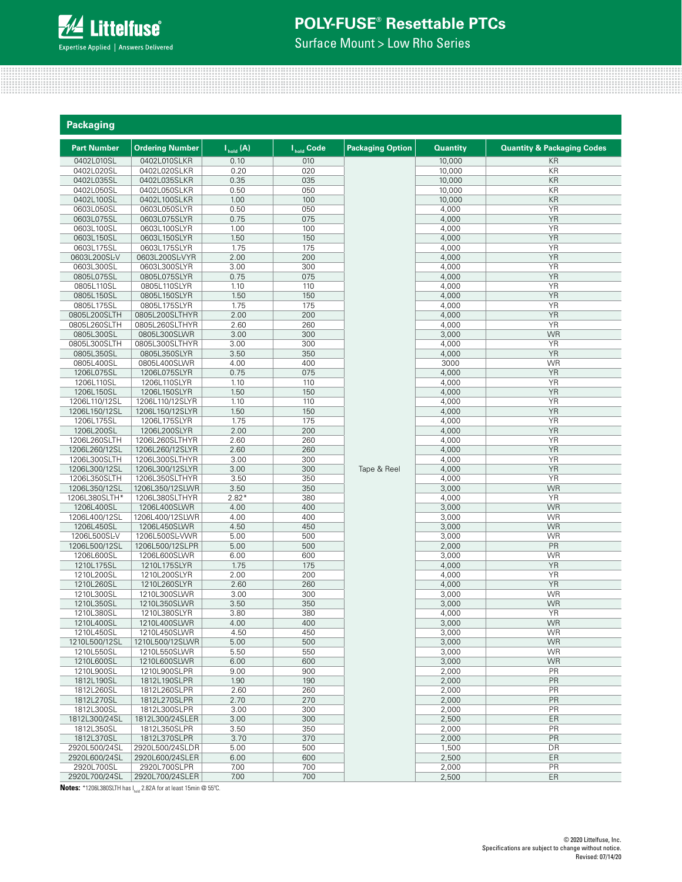## Packaging

| Part Number | Ordering Number | $I_{hold}$ (A) | $I_{hold}$ Code | Packaging Option | Quantity | Quantity & Packaging Codes |
|---|---|---|---|---|---|---|
| 0402L010SL | 0402L010SLKR | 0.10 | 010 | Tape & Reel | 10,000 | KR |
| 0402L020SL | 0402L020SLKR | 0.20 | 020 | | 10,000 | KR |
| 0402L035SL | 0402L035SLKR | 0.35 | 035 | | 10,000 | KR |
| 0402L050SL | 0402L050SLKR | 0.50 | 050 | | 10,000 | KR |
| 0402L100SL | 0402L100SLKR | 1.00 | 100 | | 10,000 | KR |
| 0603L050SL | 0603L050SLYR | 0.50 | 050 | | 4,000 | YR |
| 0603L075SL | 0603L075SLYR | 0.75 | 075 | | 4,000 | YR |
| 0603L100SL | 0603L100SLYR | 1.00 | 100 | | 4,000 | YR |
| 0603L150SL | 0603L150SLYR | 1.50 | 150 | | 4,000 | YR |
| 0603L175SL | 0603L175SLYR | 1.75 | 175 | | 4,000 | YR |
| 0603L200SLV | 0603L200SLVYR | 2.00 | 200 | | 4,000 | YR |
| 0603L300SL | 0603L300SLYR | 3.00 | 300 | | 4,000 | YR |
| 0805L075SL | 0805L075SLYR | 0.75 | 075 | | 4,000 | YR |
| 0805L110SL | 0805L110SLYR | 1.10 | 110 | | 4,000 | YR |
| 0805L150SL | 0805L150SLYR | 1.50 | 150 | | 4,000 | YR |
| 0805L175SL | 0805L175SLYR | 1.75 | 175 | | 4,000 | YR |
| 0805L200SLTH | 0805L200SLTHYR | 2.00 | 200 | | 4,000 | YR |
| 0805L260SLTH | 0805L260SLTHYR | 2.60 | 260 | | 4,000 | YR |
| 0805L300SL | 0805L300SLWR | 3.00 | 300 | | 3,000 | WR |
| 0805L300SLTH | 0805L300SLTHYR | 3.00 | 300 | | 4,000 | YR |
| 0805L350SL | 0805L350SLYR | 3.50 | 350 | | 4,000 | YR |
| 0805L400SL | 0805L400SLWR | 4.00 | 400 | | 3000 | WR |
| 1206L075SL | 1206L075SLYR | 0.75 | 075 | | 4,000 | YR |
| 1206L110SL | 1206L110SLYR | 1.10 | 110 | | 4,000 | YR |
| 1206L150SL | 1206L150SLYR | 1.50 | 150 | | 4,000 | YR |
| 1206L110/12SL | 1206L110/12SLYR | 1.10 | 110 | | 4,000 | YR |
| 1206L150/12SL | 1206L150/12SLYR | 1.50 | 150 | | 4,000 | YR |
| 1206L175SL | 1206L175SLYR | 1.75 | 175 | | 4,000 | YR |
| 1206L200SL | 1206L200SLYR | 2.00 | 200 | | 4,000 | YR |
| 1206L260SLTH | 1206L260SLTHYR | 2.60 | 260 | | 4,000 | YR |
| 1206L260/12SL | 1206L260/12SLYR | 2.60 | 260 | | 4,000 | YR |
| 1206L300SLTH | 1206L300SLTHYR | 3.00 | 300 | | 4,000 | YR |
| 1206L300/12SL | 1206L300/12SLYR | 3.00 | 300 | | 4,000 | YR |
| 1206L350SLTH | 1206L350SLTHYR | 3.50 | 350 | | 4,000 | YR |
| 1206L350/12SL | 1206L350/12SLWR | 3.50 | 350 | | 3,000 | WR |
| 1206L380SLTH* | 1206L380SLTHYR | 2.82* | 380 | | 4,000 | YR |
| 1206L400SL | 1206L400SLWR | 4.00 | 400 | | 3,000 | WR |
| 1206L400/12SL | 1206L400/12SLWR | 4.00 | 400 | | 3,000 | WR |
| 1206L450SL | 1206L450SLWR | 4.50 | 450 | | 3,000 | WR |
| 1206L500SLV | 1206L500SLVWR | 5.00 | 500 | | 3,000 | WR |
| 1206L500/12SL | 1206L500/12SLPR | 5.00 | 500 | | 2,000 | PR |
| 1206L600SL | 1206L600SLWR | 6.00 | 600 | | 3,000 | WR |
| 1210L175SL | 1210L175SLYR | 1.75 | 175 | | 4,000 | YR |
| 1210L200SL | 1210L200SLYR | 2.00 | 200 | | 4,000 | YR |
| 1210L260SL | 1210L260SLYR | 2.60 | 260 | | 4,000 | YR |
| 1210L300SL | 1210L300SLWR | 3.00 | 300 | | 3,000 | WR |
| 1210L350SL | 1210L350SLWR | 3.50 | 350 | | 3,000 | WR |
| 1210L380SL | 1210L380SLYR | 3.80 | 380 | | 4,000 | YR |
| 1210L400SL | 1210L400SLWR | 4.00 | 400 | | 3,000 | WR |
| 1210L450SL | 1210L450SLWR | 4.50 | 450 | | 3,000 | WR |
| 1210L500/12SL | 1210L500/12SLWR | 5.00 | 500 | | 3,000 | WR |
| 1210L550SL | 1210L550SLWR | 5.50 | 550 | | 3,000 | WR |
| 1210L600SL | 1210L600SLWR | 6.00 | 600 | | 3,000 | WR |
| 1210L900SL | 1210L900SLPR | 9.00 | 900 | | 2,000 | PR |
| 1812L190SL | 1812L190SLPR | 1.90 | 190 | | 2,000 | PR |
| 1812L260SL | 1812L260SLPR | 2.60 | 260 | | 2,000 | PR |
| 1812L270SL | 1812L270SLPR | 2.70 | 270 | | 2,000 | PR |
| 1812L300SL | 1812L300SLPR | 3.00 | 300 | | 2,000 | PR |
| 1812L300/24SL | 1812L300/24SLER | 3.00 | 300 | | 2,500 | ER |
| 1812L350SL | 1812L350SLPR | 3.50 | 350 | | 2,000 | PR |
| 1812L370SL | 1812L370SLPR | 3.70 | 370 | | 2,000 | PR |
| 2920L500/24SL | 2920L500/24SLDR | 5.00 | 500 | | 1,500 | DR |
| 2920L600/24SL | 2920L600/24SLER | 6.00 | 600 | | 2,500 | ER |
| 2920L700SL | 2920L700SLPR | 7.00 | 700 | | 2,000 | PR |
| 2920L700/24SL | 2920L700/24SLER | 7.00 | 700 | | 2,500 | ER |

**Notes:** *1206L380SLTH has $I_{hold}$ 2.82A for at least 15min @ 55ºC.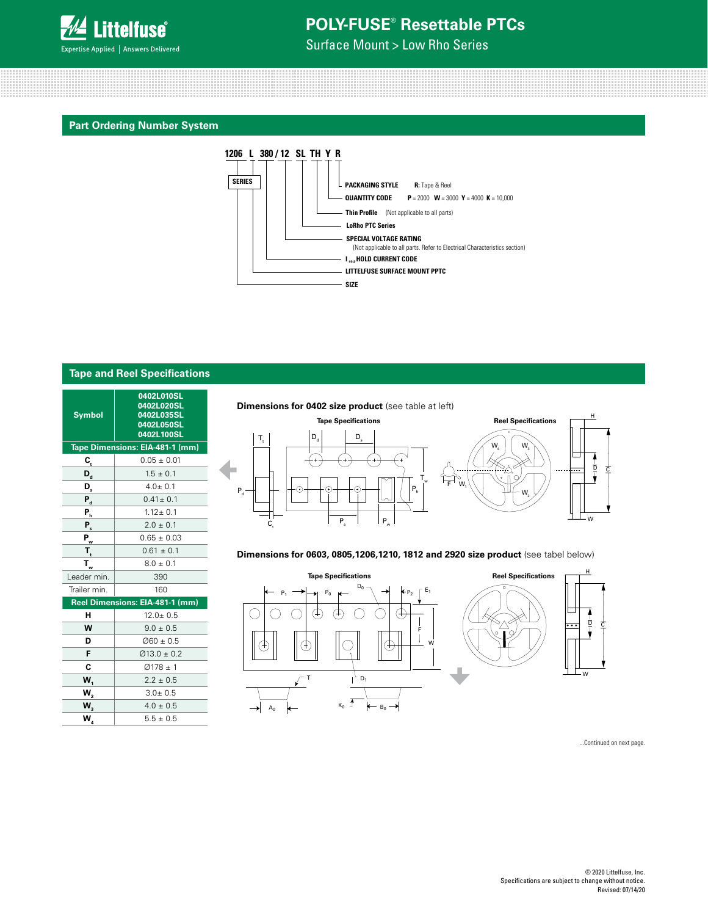## Part Ordering Number System

**1206 L 380 / 12 SL TH Y R**

- **SERIES**
- **PACKAGING STYLE** — **R:** Tape & Reel
- **QUANTITY CODE** — **P** = 2000 **W** = 3000 **Y** = 4000 **K** = 10,000
- **Thin Profile** (Not applicable to all parts)
- **LoRho PTC Series**
- **SPECIAL VOLTAGE RATING** (Not applicable to all parts. Refer to Electrical Characteristics section)
- **$I_{HOLD}$ HOLD CURRENT CODE**
- **LITTELFUSE SURFACE MOUNT PPTC**
- **SIZE**

## Tape and Reel Specifications

| Symbol | 0402L010SL 0402L020SL 0402L035SL 0402L050SL 0402L100SL |
|---|---|
| **Tape Dimensions: EIA-481-1 (mm)** | |
| $C_t$ | 0.05 ± 0.01 |
| $D_d$ | 1.5 ± 0.1 |
| $D_s$ | 4.0± 0.1 |
| $P_d$ | 0.41± 0.1 |
| $P_h$ | 1.12± 0.1 |
| $P_s$ | 2.0 ± 0.1 |
| $P_w$ | 0.65 ± 0.03 |
| $T_t$ | 0.61 ± 0.1 |
| $T_w$ | 8.0 ± 0.1 |
| Leader min. | 390 |
| Trailer min. | 160 |
| **Reel Dimensions: EIA-481-1 (mm)** | |
| H | 12.0± 0.5 |
| W | 9.0 ± 0.5 |
| D | Ø60 ± 0.5 |
| F | Ø13.0 ± 0.2 |
| C | Ø178 ± 1 |
| $W_1$ | 2.2 ± 0.5 |
| $W_2$ | 3.0± 0.5 |
| $W_3$ | 4.0 ± 0.5 |
| $W_4$ | 5.5 ± 0.5 |

**Dimensions for 0402 size product** (see table at left)

Tape Specifications — Reel Specifications

**Dimensions for 0603, 0805,1206,1210, 1812 and 2920 size product** (see tabel below)

Tape Specifications — Reel Specifications

...Continued on next page.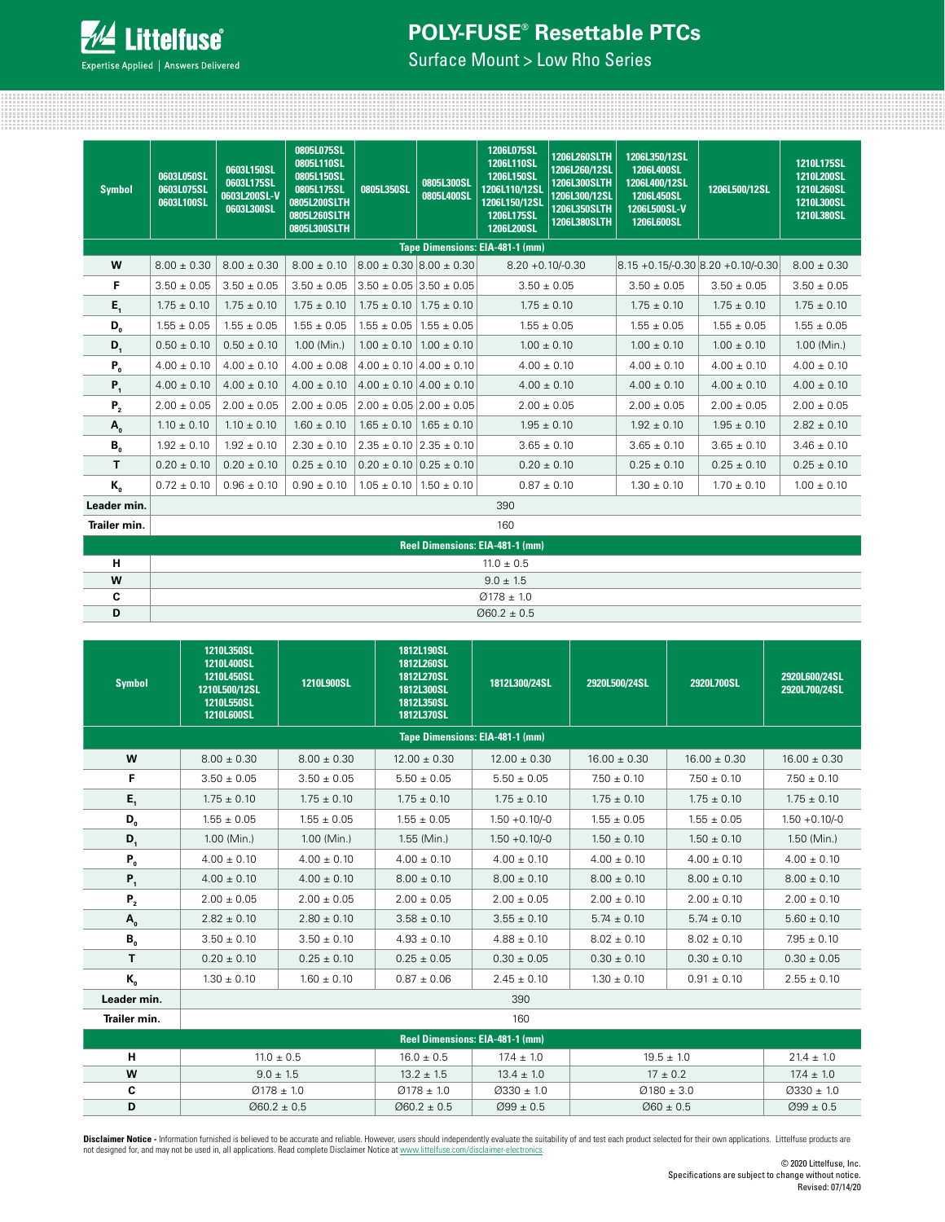# POLY-FUSE® Resettable PTCs

## Surface Mount > Low Rho Series

| Symbol | 0603L050SL<br>0603L075SL<br>0603L100SL | 0603L150SL<br>0603L175SL<br>0603L200SL-V<br>0603L300SL | 0805L075SL<br>0805L110SL<br>0805L150SL<br>0805L175SL<br>0805L200SLTH<br>0805L260SLTH<br>0805L300SLTH | 0805L350SL | 0805L300SL<br>0805L400SL | 1206L075SL<br>1206L110SL<br>1206L150SL<br>1206L110/12SL<br>1206L150/12SL<br>1206L175SL<br>1206L200SL | 1206L260SLTH<br>1206L260/12SL<br>1206L300SLTH<br>1206L300/12SL<br>1206L350SLTH<br>1206L380SLTH | 1206L350/12SL<br>1206L400SL<br>1206L400/12SL<br>1206L450SL<br>1206L500SL-V<br>1206L600SL | 1206L500/12SL | 1210L175SL<br>1210L200SL<br>1210L260SL<br>1210L300SL<br>1210L380SL |
|---|---|---|---|---|---|---|---|---|---|---|
| **Tape Dimensions: EIA-481-1 (mm)** | | | | | | | | | | |
| W | 8.00 ± 0.30 | 8.00 ± 0.30 | 8.00 ± 0.10 | 8.00 ± 0.30 | 8.00 ± 0.30 | 8.20 +0.10/-0.30 | | 8.15 +0.15/-0.30 | 8.20 +0.10/-0.30 | 8.00 ± 0.30 |
| F | 3.50 ± 0.05 | 3.50 ± 0.05 | 3.50 ± 0.05 | 3.50 ± 0.05 | 3.50 ± 0.05 | 3.50 ± 0.05 | | 3.50 ± 0.05 | 3.50 ± 0.05 | 3.50 ± 0.05 |
| $E_1$ | 1.75 ± 0.10 | 1.75 ± 0.10 | 1.75 ± 0.10 | 1.75 ± 0.10 | 1.75 ± 0.10 | 1.75 ± 0.10 | | 1.75 ± 0.10 | 1.75 ± 0.10 | 1.75 ± 0.10 |
| $D_0$ | 1.55 ± 0.05 | 1.55 ± 0.05 | 1.55 ± 0.05 | 1.55 ± 0.05 | 1.55 ± 0.05 | 1.55 ± 0.05 | | 1.55 ± 0.05 | 1.55 ± 0.05 | 1.55 ± 0.05 |
| $D_1$ | 0.50 ± 0.10 | 0.50 ± 0.10 | 1.00 (Min.) | 1.00 ± 0.10 | 1.00 ± 0.10 | 1.00 ± 0.10 | | 1.00 ± 0.10 | 1.00 ± 0.10 | 1.00 (Min.) |
| $P_0$ | 4.00 ± 0.10 | 4.00 ± 0.10 | 4.00 ± 0.08 | 4.00 ± 0.10 | 4.00 ± 0.10 | 4.00 ± 0.10 | | 4.00 ± 0.10 | 4.00 ± 0.10 | 4.00 ± 0.10 |
| $P_1$ | 4.00 ± 0.10 | 4.00 ± 0.10 | 4.00 ± 0.10 | 4.00 ± 0.10 | 4.00 ± 0.10 | 4.00 ± 0.10 | | 4.00 ± 0.10 | 4.00 ± 0.10 | 4.00 ± 0.10 |
| $P_2$ | 2.00 ± 0.05 | 2.00 ± 0.05 | 2.00 ± 0.05 | 2.00 ± 0.05 | 2.00 ± 0.05 | 2.00 ± 0.05 | | 2.00 ± 0.05 | 2.00 ± 0.05 | 2.00 ± 0.05 |
| $A_0$ | 1.10 ± 0.10 | 1.10 ± 0.10 | 1.60 ± 0.10 | 1.65 ± 0.10 | 1.65 ± 0.10 | 1.95 ± 0.10 | | 1.92 ± 0.10 | 1.95 ± 0.10 | 2.82 ± 0.10 |
| $B_0$ | 1.92 ± 0.10 | 1.92 ± 0.10 | 2.30 ± 0.10 | 2.35 ± 0.10 | 2.35 ± 0.10 | 3.65 ± 0.10 | | 3.65 ± 0.10 | 3.65 ± 0.10 | 3.46 ± 0.10 |
| T | 0.20 ± 0.10 | 0.20 ± 0.10 | 0.25 ± 0.10 | 0.20 ± 0.10 | 0.25 ± 0.10 | 0.20 ± 0.10 | | 0.25 ± 0.10 | 0.25 ± 0.10 | 0.25 ± 0.10 |
| $K_0$ | 0.72 ± 0.10 | 0.96 ± 0.10 | 0.90 ± 0.10 | 1.05 ± 0.10 | 1.50 ± 0.10 | 0.87 ± 0.10 | | 1.30 ± 0.10 | 1.70 ± 0.10 | 1.00 ± 0.10 |
| Leader min. | 390 | | | | | | | | | |
| Trailer min. | 160 | | | | | | | | | |
| **Reel Dimensions: EIA-481-1 (mm)** | | | | | | | | | | |
| H | 11.0 ± 0.5 | | | | | | | | | |
| W | 9.0 ± 1.5 | | | | | | | | | |
| C | Ø178 ± 1.0 | | | | | | | | | |
| D | Ø60.2 ± 0.5 | | | | | | | | | |

| Symbol | 1210L350SL<br>1210L400SL<br>1210L450SL<br>1210L500/12SL<br>1210L550SL<br>1210L600SL | 1210L900SL | 1812L190SL<br>1812L260SL<br>1812L270SL<br>1812L300SL<br>1812L350SL<br>1812L370SL | 1812L300/24SL | 2920L500/24SL | 2920L700SL | 2920L600/24SL<br>2920L700/24SL |
|---|---|---|---|---|---|---|---|
| **Tape Dimensions: EIA-481-1 (mm)** | | | | | | | |
| W | 8.00 ± 0.30 | 8.00 ± 0.30 | 12.00 ± 0.30 | 12.00 ± 0.30 | 16.00 ± 0.30 | 16.00 ± 0.30 | 16.00 ± 0.30 |
| F | 3.50 ± 0.05 | 3.50 ± 0.05 | 5.50 ± 0.05 | 5.50 ± 0.05 | 7.50 ± 0.10 | 7.50 ± 0.10 | 7.50 ± 0.10 |
| $E_1$ | 1.75 ± 0.10 | 1.75 ± 0.10 | 1.75 ± 0.10 | 1.75 ± 0.10 | 1.75 ± 0.10 | 1.75 ± 0.10 | 1.75 ± 0.10 |
| $D_0$ | 1.55 ± 0.05 | 1.55 ± 0.05 | 1.55 ± 0.05 | 1.50 +0.10/-0 | 1.55 ± 0.05 | 1.55 ± 0.05 | 1.50 +0.10/-0 |
| $D_1$ | 1.00 (Min.) | 1.00 (Min.) | 1.55 (Min.) | 1.50 +0.10/-0 | 1.50 ± 0.10 | 1.50 ± 0.10 | 1.50 (Min.) |
| $P_0$ | 4.00 ± 0.10 | 4.00 ± 0.10 | 4.00 ± 0.10 | 4.00 ± 0.10 | 4.00 ± 0.10 | 4.00 ± 0.10 | 4.00 ± 0.10 |
| $P_1$ | 4.00 ± 0.10 | 4.00 ± 0.10 | 8.00 ± 0.10 | 8.00 ± 0.10 | 8.00 ± 0.10 | 8.00 ± 0.10 | 8.00 ± 0.10 |
| $P_2$ | 2.00 ± 0.05 | 2.00 ± 0.05 | 2.00 ± 0.05 | 2.00 ± 0.05 | 2.00 ± 0.10 | 2.00 ± 0.10 | 2.00 ± 0.10 |
| $A_0$ | 2.82 ± 0.10 | 2.80 ± 0.10 | 3.58 ± 0.10 | 3.55 ± 0.10 | 5.74 ± 0.10 | 5.74 ± 0.10 | 5.60 ± 0.10 |
| $B_0$ | 3.50 ± 0.10 | 3.50 ± 0.10 | 4.93 ± 0.10 | 4.88 ± 0.10 | 8.02 ± 0.10 | 8.02 ± 0.10 | 7.95 ± 0.10 |
| T | 0.20 ± 0.10 | 0.25 ± 0.10 | 0.25 ± 0.05 | 0.30 ± 0.05 | 0.30 ± 0.10 | 0.30 ± 0.10 | 0.30 ± 0.05 |
| $K_0$ | 1.30 ± 0.10 | 1.60 ± 0.10 | 0.87 ± 0.06 | 2.45 ± 0.10 | 1.30 ± 0.10 | 0.91 ± 0.10 | 2.55 ± 0.10 |
| Leader min. | 390 | | | | | | |
| Trailer min. | 160 | | | | | | |
| **Reel Dimensions: EIA-481-1 (mm)** | | | | | | | |
| H | 11.0 ± 0.5 | | 16.0 ± 0.5 | 17.4 ± 1.0 | 19.5 ± 1.0 | | 21.4 ± 1.0 |
| W | 9.0 ± 1.5 | | 13.2 ± 1.5 | 13.4 ± 1.0 | 17 ± 0.2 | | 17.4 ± 1.0 |
| C | Ø178 ± 1.0 | | Ø178 ± 1.0 | Ø330 ± 1.0 | Ø180 ± 3.0 | | Ø330 ± 1.0 |
| D | Ø60.2 ± 0.5 | | Ø60.2 ± 0.5 | Ø99 ± 0.5 | Ø60 ± 0.5 | | Ø99 ± 0.5 |

**Disclaimer Notice** - Information furnished is believed to be accurate and reliable. However, users should independently evaluate the suitability of and test each product selected for their own applications. Littelfuse products are not designed for, and may not be used in, all applications. Read complete Disclaimer Notice at www.littelfuse.com/disclaimer-electronics.

© 2020 Littelfuse, Inc.
Specifications are subject to change without notice.
Revised: 07/14/20